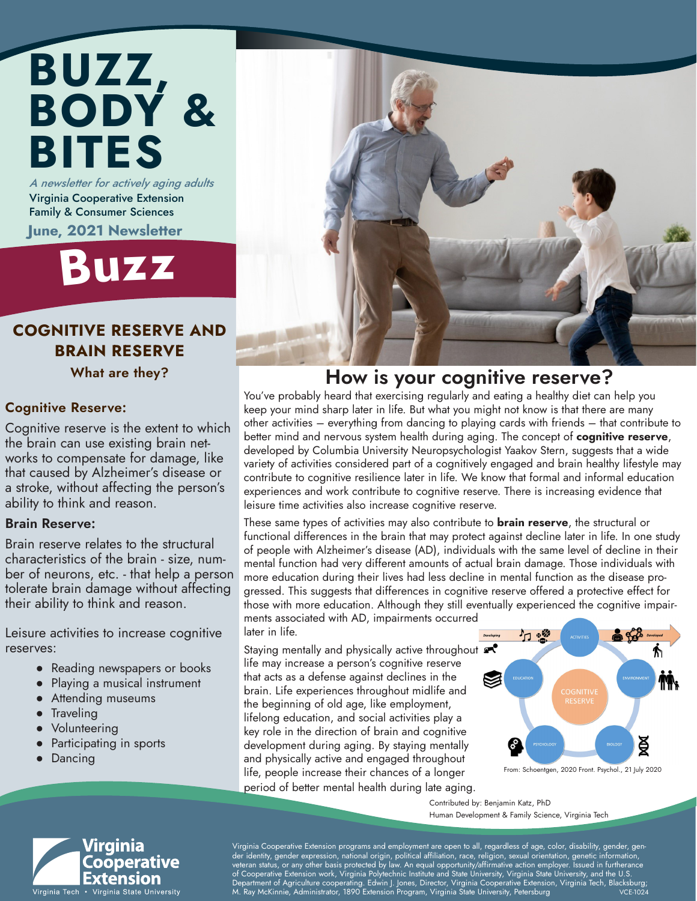# BUZZ, BODY & BITES

*A newsletter for actively aging adults*

Virginia Cooperative Extension
Family & Consumer Sciences

**June, 2021 Newsletter**

# Buzz

## COGNITIVE RESERVE AND BRAIN RESERVE

**What are they?**

### Cognitive Reserve:

Cognitive reserve is the extent to which the brain can use existing brain networks to compensate for damage, like that caused by Alzheimer's disease or a stroke, without affecting the person's ability to think and reason.

### Brain Reserve:

Brain reserve relates to the structural characteristics of the brain - size, number of neurons, etc. - that help a person tolerate brain damage without affecting their ability to think and reason.

Leisure activities to increase cognitive reserves:

- Reading newspapers or books
- Playing a musical instrument
- Attending museums
- Traveling
- Volunteering
- Participating in sports
- Dancing

## How is your cognitive reserve?

You've probably heard that exercising regularly and eating a healthy diet can help you keep your mind sharp later in life. But what you might not know is that there are many other activities – everything from dancing to playing cards with friends – that contribute to better mind and nervous system health during aging. The concept of **cognitive reserve**, developed by Columbia University Neuropsychologist Yaakov Stern, suggests that a wide variety of activities considered part of a cognitively engaged and brain healthy lifestyle may contribute to cognitive resilience later in life. We know that formal and informal education experiences and work contribute to cognitive reserve. There is increasing evidence that leisure time activities also increase cognitive reserve.

These same types of activities may also contribute to **brain reserve**, the structural or functional differences in the brain that may protect against decline later in life. In one study of people with Alzheimer's disease (AD), individuals with the same level of decline in their mental function had very different amounts of actual brain damage. Those individuals with more education during their lives had less decline in mental function as the disease progressed. This suggests that differences in cognitive reserve offered a protective effect for those with more education. Although they still eventually experienced the cognitive impairments associated with AD, impairments occurred later in life.

Staying mentally and physically active throughout life may increase a person's cognitive reserve that acts as a defense against declines in the brain. Life experiences throughout midlife and the beginning of old age, like employment, lifelong education, and social activities play a key role in the direction of brain and cognitive development during aging. By staying mentally and physically active throughout life, people increase their chances of a longer period of better mental health during late aging.

From: Schoentgen, 2020 Front. Psychol., 21 July 2020

Contributed by: Benjamin Katz, PhD
Human Development & Family Science, Virginia Tech

Virginia Cooperative Extension
Virginia Tech • Virginia State University

Virginia Cooperative Extension programs and employment are open to all, regardless of age, color, disability, gender, gender identity, gender expression, national origin, political affiliation, race, religion, sexual orientation, genetic information, veteran status, or any other basis protected by law. An equal opportunity/affirmative action employer. Issued in furtherance of Cooperative Extension work, Virginia Polytechnic Institute and State University, Virginia State University, and the U.S. Department of Agriculture cooperating. Edwin J. Jones, Director, Virginia Cooperative Extension, Virginia Tech, Blacksburg; M. Ray McKinnie, Administrator, 1890 Extension Program, Virginia State University, Petersburg VCE-1024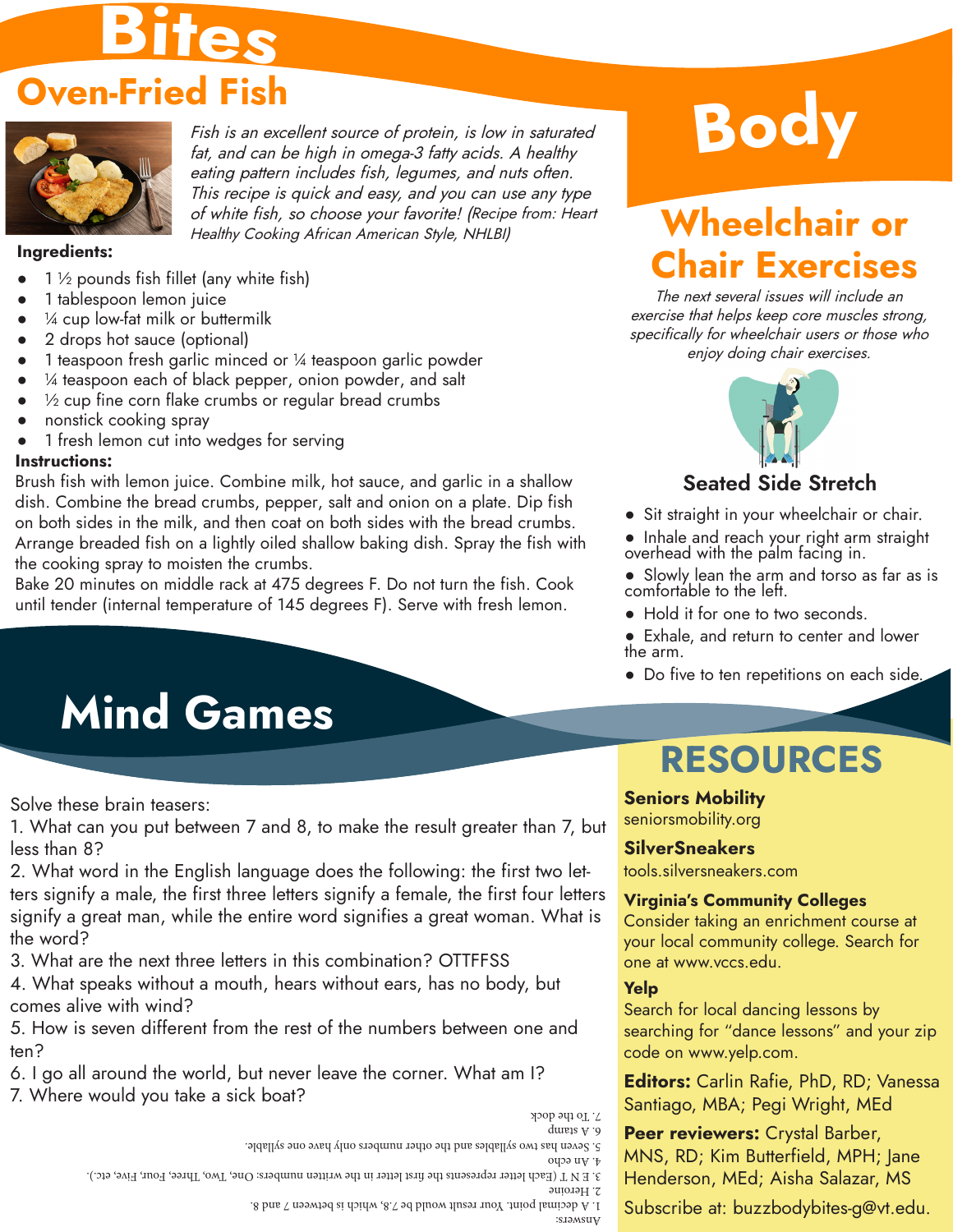# Bites

## Oven-Fried Fish

*Fish is an excellent source of protein, is low in saturated fat, and can be high in omega-3 fatty acids. A healthy eating pattern includes fish, legumes, and nuts often. This recipe is quick and easy, and you can use any type of white fish, so choose your favorite! (Recipe from: Heart Healthy Cooking African American Style, NHLBI)*

**Ingredients:**

- 1 ½ pounds fish fillet (any white fish)
- 1 tablespoon lemon juice
- ¼ cup low-fat milk or buttermilk
- 2 drops hot sauce (optional)
- 1 teaspoon fresh garlic minced or ¼ teaspoon garlic powder
- ¼ teaspoon each of black pepper, onion powder, and salt
- ½ cup fine corn flake crumbs or regular bread crumbs
- nonstick cooking spray
- 1 fresh lemon cut into wedges for serving

**Instructions:**

Brush fish with lemon juice. Combine milk, hot sauce, and garlic in a shallow dish. Combine the bread crumbs, pepper, salt and onion on a plate. Dip fish on both sides in the milk, and then coat on both sides with the bread crumbs. Arrange breaded fish on a lightly oiled shallow baking dish. Spray the fish with the cooking spray to moisten the crumbs.

Bake 20 minutes on middle rack at 475 degrees F. Do not turn the fish. Cook until tender (internal temperature of 145 degrees F). Serve with fresh lemon.

# Body

## Wheelchair or Chair Exercises

*The next several issues will include an exercise that helps keep core muscles strong, specifically for wheelchair users or those who enjoy doing chair exercises.*

### Seated Side Stretch

- Sit straight in your wheelchair or chair.
- Inhale and reach your right arm straight overhead with the palm facing in.
- Slowly lean the arm and torso as far as is comfortable to the left.
- Hold it for one to two seconds.
- Exhale, and return to center and lower the arm.
- Do five to ten repetitions on each side.

# Mind Games

Solve these brain teasers:

1. What can you put between 7 and 8, to make the result greater than 7, but less than 8?
2. What word in the English language does the following: the first two letters signify a male, the first three letters signify a female, the first four letters signify a great man, while the entire word signifies a great woman. What is the word?
3. What are the next three letters in this combination? OTTFFSS
4. What speaks without a mouth, hears without ears, has no body, but comes alive with wind?
5. How is seven different from the rest of the numbers between one and ten?
6. I go all around the world, but never leave the corner. What am I?
7. Where would you take a sick boat?

Answers:
1. A decimal point. Your result would be 7.8, which is between 7 and 8.
2. Heroine
3. E N T (Each letter represents the first letter in the written numbers: One, Two, Three, Four, Five, etc.)
4. An echo
5. Seven has two syllables and the other numbers only have one syllable.
6. A stamp
7. To the dock

# RESOURCES

**Seniors Mobility**
seniorsmobility.org

**SilverSneakers**
tools.silversneakers.com

**Virginia's Community Colleges**
Consider taking an enrichment course at your local community college. Search for one at www.vccs.edu.

**Yelp**
Search for local dancing lessons by searching for "dance lessons" and your zip code on www.yelp.com.

**Editors:** Carlin Rafie, PhD, RD; Vanessa Santiago, MBA; Pegi Wright, MEd

**Peer reviewers:** Crystal Barber, MNS, RD; Kim Butterfield, MPH; Jane Henderson, MEd; Aisha Salazar, MS

Subscribe at: buzzbodybites-g@vt.edu.